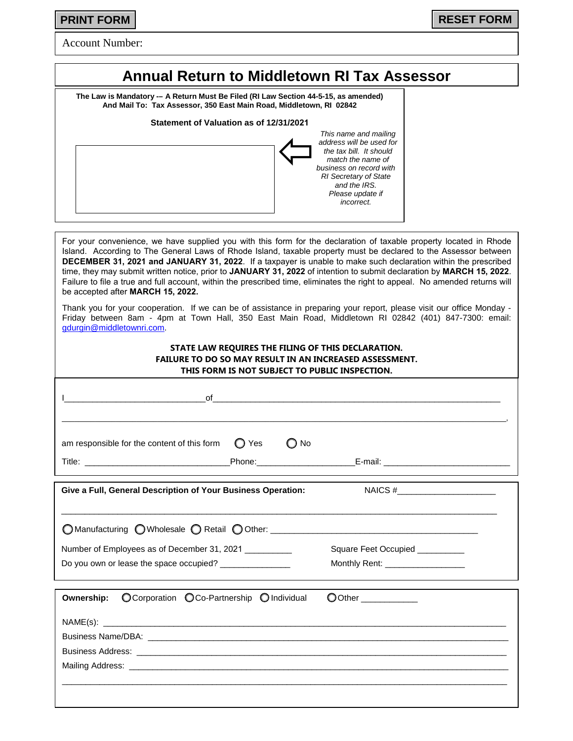PRINT FORM

RESET FORM

Account Number:

# Annual Return to Middletown RI Tax Assessor

**The Law is Mandatory -– A Return Must Be Filed (RI Law Section 44-5-15, as amended)**
**And Mail To: Tax Assessor, 350 East Main Road, Middletown, RI 02842**

**Statement of Valuation as of 12/31/2021**

*This name and mailing address will be used for the tax bill. It should match the name of business on record with RI Secretary of State and the IRS. Please update if incorrect.*

For your convenience, we have supplied you with this form for the declaration of taxable property located in Rhode Island. According to The General Laws of Rhode Island, taxable property must be declared to the Assessor between **DECEMBER 31, 2021 and JANUARY 31, 2022**. If a taxpayer is unable to make such declaration within the prescribed time, they may submit written notice, prior to **JANUARY 31, 2022** of intention to submit declaration by **MARCH 15, 2022**. Failure to file a true and full account, within the prescribed time, eliminates the right to appeal. No amended returns will be accepted after **MARCH 15, 2022.**

Thank you for your cooperation. If we can be of assistance in preparing your report, please visit our office Monday - Friday between 8am - 4pm at Town Hall, 350 East Main Road, Middletown RI 02842 (401) 847-7300: email: gdurgin@middletownri.com.

**STATE LAW REQUIRES THE FILING OF THIS DECLARATION.**
**FAILURE TO DO SO MAY RESULT IN AN INCREASED ASSESSMENT.**
**THIS FORM IS NOT SUBJECT TO PUBLIC INSPECTION.**

I______________________________of_____________________________________________________________

_____________________________________________________________________________________________,

am responsible for the content of this form ◯ Yes ◯ No

Title: ______________________________Phone:____________________E-mail: __________________________

**Give a Full, General Description of Your Business Operation:** NAICS #____________________

_____________________________________________________________________________________________

◯ Manufacturing ◯ Wholesale ◯ Retail ◯ Other: ____________________________________________

Number of Employees as of December 31, 2021 __________ Square Feet Occupied __________

Do you own or lease the space occupied? _______________ Monthly Rent: _________________

**Ownership:** ◯ Corporation ◯ Co-Partnership ◯ Individual ◯ Other ___________

NAME(s): ____________________________________________________________________________________

Business Name/DBA: ___________________________________________________________________________

Business Address: ____________________________________________________________________________

Mailing Address: _____________________________________________________________________________

_____________________________________________________________________________________________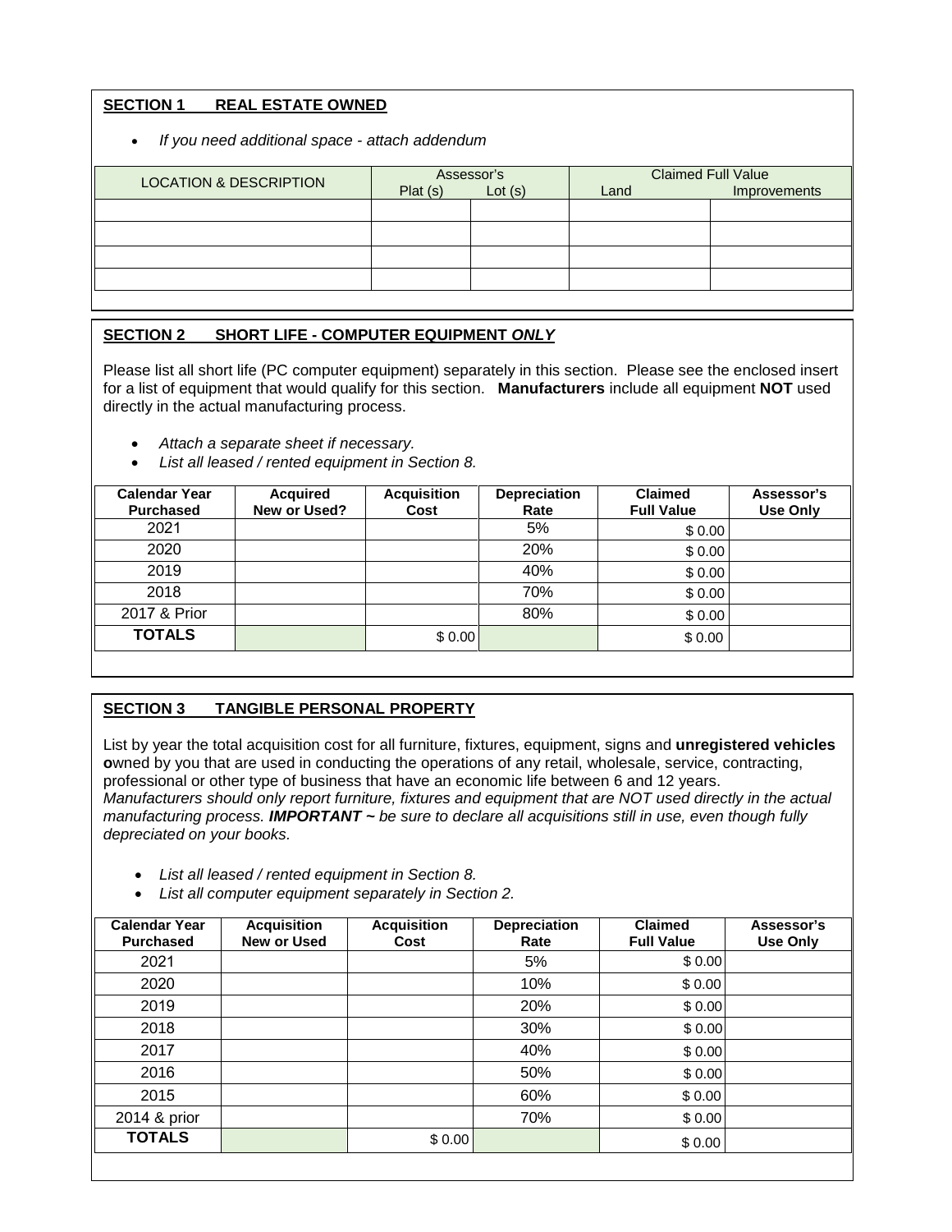## SECTION 1 REAL ESTATE OWNED

- *If you need additional space - attach addendum*

| LOCATION & DESCRIPTION | Assessor's | | Claimed Full Value | |
|---|---|---|---|---|
| | Plat (s) | Lot (s) | Land | Improvements |
| | | | | |
| | | | | |
| | | | | |
| | | | | |

## SECTION 2 SHORT LIFE - COMPUTER EQUIPMENT *ONLY*

Please list all short life (PC computer equipment) separately in this section. Please see the enclosed insert for a list of equipment that would qualify for this section. **Manufacturers** include all equipment **NOT** used directly in the actual manufacturing process.

- *Attach a separate sheet if necessary.*
- *List all leased / rented equipment in Section 8.*

| Calendar Year Purchased | Acquired New or Used? | Acquisition Cost | Depreciation Rate | Claimed Full Value | Assessor's Use Only |
|---|---|---|---|---|---|
| 2021 | | | 5% | $ 0.00 | |
| 2020 | | | 20% | $ 0.00 | |
| 2019 | | | 40% | $ 0.00 | |
| 2018 | | | 70% | $ 0.00 | |
| 2017 & Prior | | | 80% | $ 0.00 | |
| **TOTALS** | | $ 0.00 | | $ 0.00 | |

## SECTION 3 TANGIBLE PERSONAL PROPERTY

List by year the total acquisition cost for all furniture, fixtures, equipment, signs and **unregistered vehicles o**wned by you that are used in conducting the operations of any retail, wholesale, service, contracting, professional or other type of business that have an economic life between 6 and 12 years. *Manufacturers should only report furniture, fixtures and equipment that are NOT used directly in the actual manufacturing process. **IMPORTANT ~** be sure to declare all acquisitions still in use, even though fully depreciated on your books.*

- *List all leased / rented equipment in Section 8.*
- *List all computer equipment separately in Section 2.*

| Calendar Year Purchased | Acquisition New or Used | Acquisition Cost | Depreciation Rate | Claimed Full Value | Assessor's Use Only |
|---|---|---|---|---|---|
| 2021 | | | 5% | $ 0.00 | |
| 2020 | | | 10% | $ 0.00 | |
| 2019 | | | 20% | $ 0.00 | |
| 2018 | | | 30% | $ 0.00 | |
| 2017 | | | 40% | $ 0.00 | |
| 2016 | | | 50% | $ 0.00 | |
| 2015 | | | 60% | $ 0.00 | |
| 2014 & prior | | | 70% | $ 0.00 | |
| **TOTALS** | | $ 0.00 | | $ 0.00 | |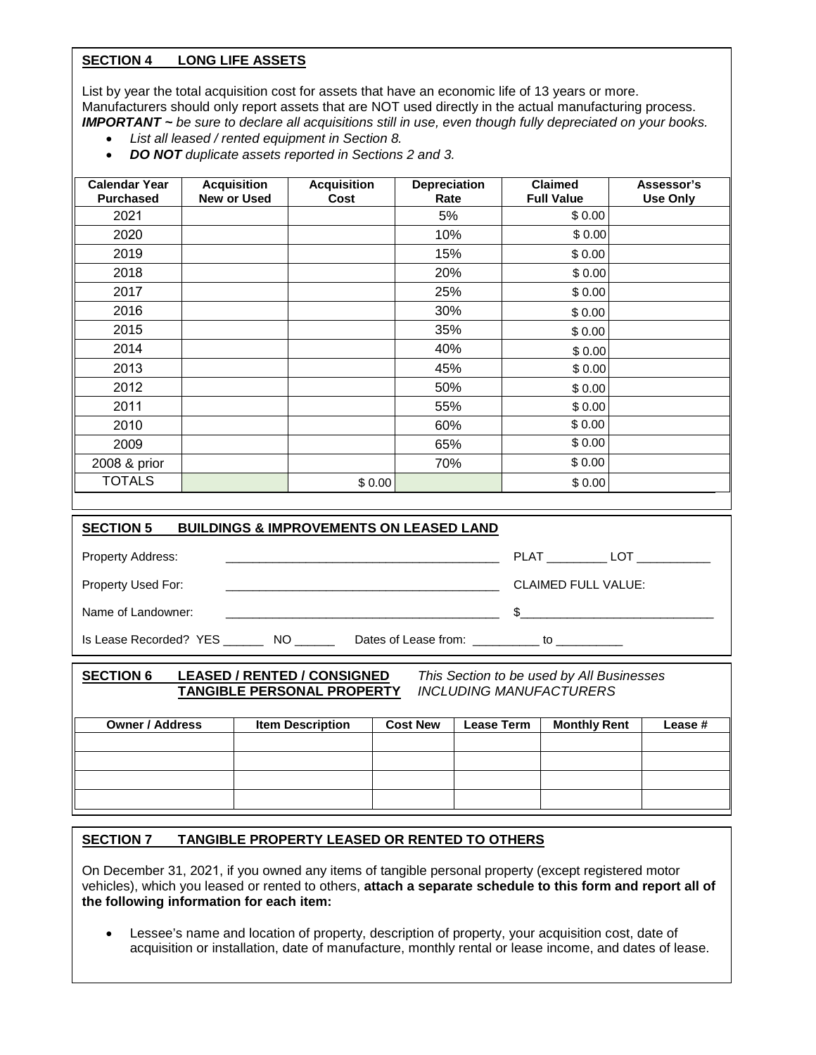## SECTION 4 LONG LIFE ASSETS

List by year the total acquisition cost for assets that have an economic life of 13 years or more. Manufacturers should only report assets that are NOT used directly in the actual manufacturing process. ***IMPORTANT ~*** *be sure to declare all acquisitions still in use, even though fully depreciated on your books.*

- *List all leased / rented equipment in Section 8.*
- ***DO NOT*** *duplicate assets reported in Sections 2 and 3.*

| Calendar Year Purchased | Acquisition New or Used | Acquisition Cost | Depreciation Rate | Claimed Full Value | Assessor's Use Only |
|---|---|---|---|---|---|
| 2021 | | | 5% | $ 0.00 | |
| 2020 | | | 10% | $ 0.00 | |
| 2019 | | | 15% | $ 0.00 | |
| 2018 | | | 20% | $ 0.00 | |
| 2017 | | | 25% | $ 0.00 | |
| 2016 | | | 30% | $ 0.00 | |
| 2015 | | | 35% | $ 0.00 | |
| 2014 | | | 40% | $ 0.00 | |
| 2013 | | | 45% | $ 0.00 | |
| 2012 | | | 50% | $ 0.00 | |
| 2011 | | | 55% | $ 0.00 | |
| 2010 | | | 60% | $ 0.00 | |
| 2009 | | | 65% | $ 0.00 | |
| 2008 & prior | | | 70% | $ 0.00 | |
| TOTALS | | $ 0.00 | | $ 0.00 | |

## SECTION 5 BUILDINGS & IMPROVEMENTS ON LEASED LAND

Property Address: ________________________________________ PLAT _________ LOT ___________

Property Used For: ________________________________________ CLAIMED FULL VALUE:

Name of Landowner: ________________________________________ $____________________________

Is Lease Recorded? YES ______ NO ______ Dates of Lease from: __________ to __________

## SECTION 6 LEASED / RENTED / CONSIGNED TANGIBLE PERSONAL PROPERTY

*This Section to be used by All Businesses INCLUDING MANUFACTURERS*

| Owner / Address | Item Description | Cost New | Lease Term | Monthly Rent | Lease # |
|---|---|---|---|---|---|
| | | | | | |
| | | | | | |
| | | | | | |
| | | | | | |

## SECTION 7 TANGIBLE PROPERTY LEASED OR RENTED TO OTHERS

On December 31, 2021, if you owned any items of tangible personal property (except registered motor vehicles), which you leased or rented to others, **attach a separate schedule to this form and report all of the following information for each item:**

- Lessee's name and location of property, description of property, your acquisition cost, date of acquisition or installation, date of manufacture, monthly rental or lease income, and dates of lease.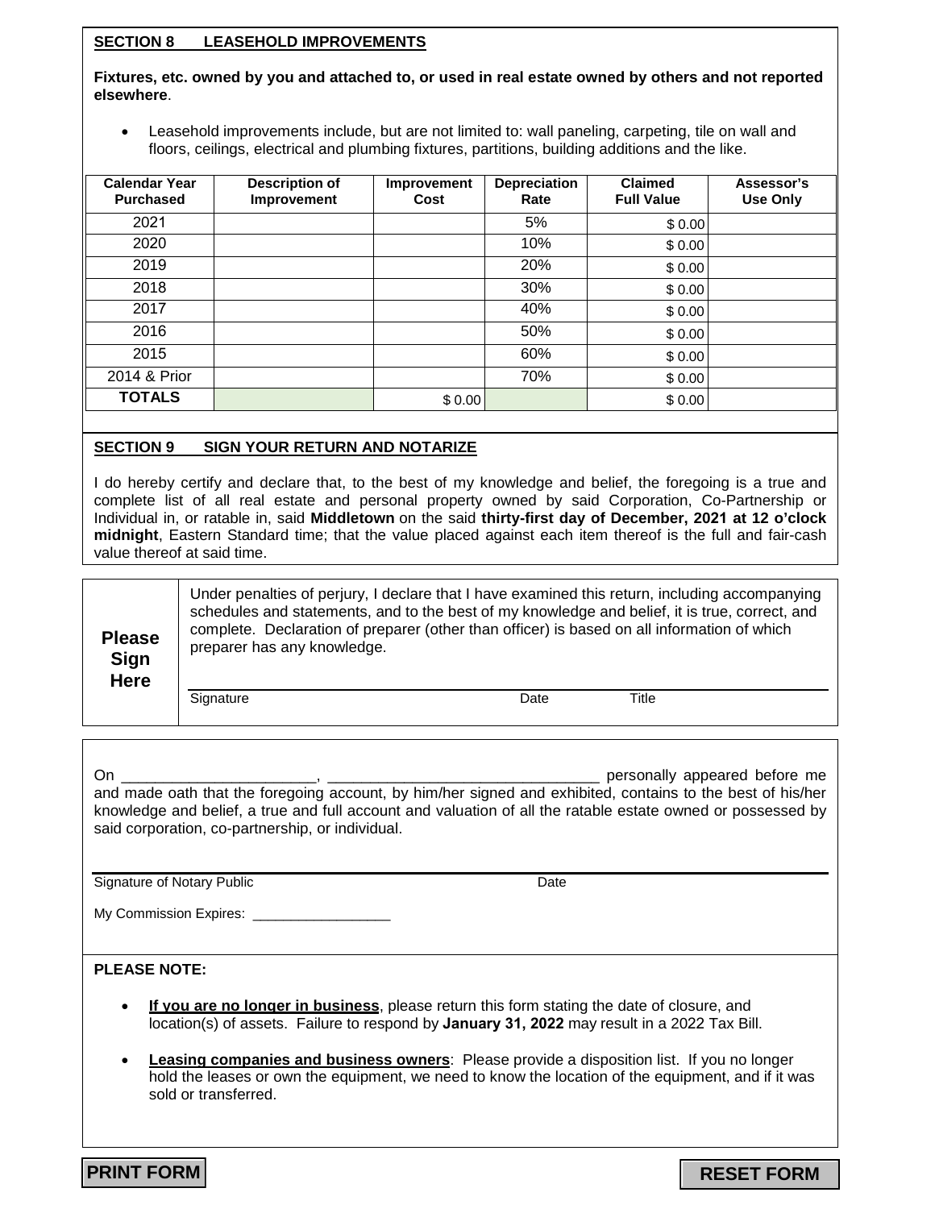## SECTION 8 LEASEHOLD IMPROVEMENTS

**Fixtures, etc. owned by you and attached to, or used in real estate owned by others and not reported elsewhere**.

- Leasehold improvements include, but are not limited to: wall paneling, carpeting, tile on wall and floors, ceilings, electrical and plumbing fixtures, partitions, building additions and the like.

| Calendar Year Purchased | Description of Improvement | Improvement Cost | Depreciation Rate | Claimed Full Value | Assessor's Use Only |
|---|---|---|---|---|---|
| 2021 | | | 5% | $ 0.00 | |
| 2020 | | | 10% | $ 0.00 | |
| 2019 | | | 20% | $ 0.00 | |
| 2018 | | | 30% | $ 0.00 | |
| 2017 | | | 40% | $ 0.00 | |
| 2016 | | | 50% | $ 0.00 | |
| 2015 | | | 60% | $ 0.00 | |
| 2014 & Prior | | | 70% | $ 0.00 | |
| **TOTALS** | | $ 0.00 | | $ 0.00 | |

## SECTION 9 SIGN YOUR RETURN AND NOTARIZE

I do hereby certify and declare that, to the best of my knowledge and belief, the foregoing is a true and complete list of all real estate and personal property owned by said Corporation, Co-Partnership or Individual in, or ratable in, said **Middletown** on the said **thirty-first day of December, 2021 at 12 o'clock midnight**, Eastern Standard time; that the value placed against each item thereof is the full and fair-cash value thereof at said time.

**Please Sign Here**

Under penalties of perjury, I declare that I have examined this return, including accompanying schedules and statements, and to the best of my knowledge and belief, it is true, correct, and complete. Declaration of preparer (other than officer) is based on all information of which preparer has any knowledge.

Signature Date Title

On ________________________, ________________________________ personally appeared before me and made oath that the foregoing account, by him/her signed and exhibited, contains to the best of his/her knowledge and belief, a true and full account and valuation of all the ratable estate owned or possessed by said corporation, co-partnership, or individual.

Signature of Notary Public Date

My Commission Expires: __________________

**PLEASE NOTE:**

- **If you are no longer in business**, please return this form stating the date of closure, and location(s) of assets. Failure to respond by **January 31, 2022** may result in a 2022 Tax Bill.
- **Leasing companies and business owners**: Please provide a disposition list. If you no longer hold the leases or own the equipment, we need to know the location of the equipment, and if it was sold or transferred.

**PRINT FORM** **RESET FORM**